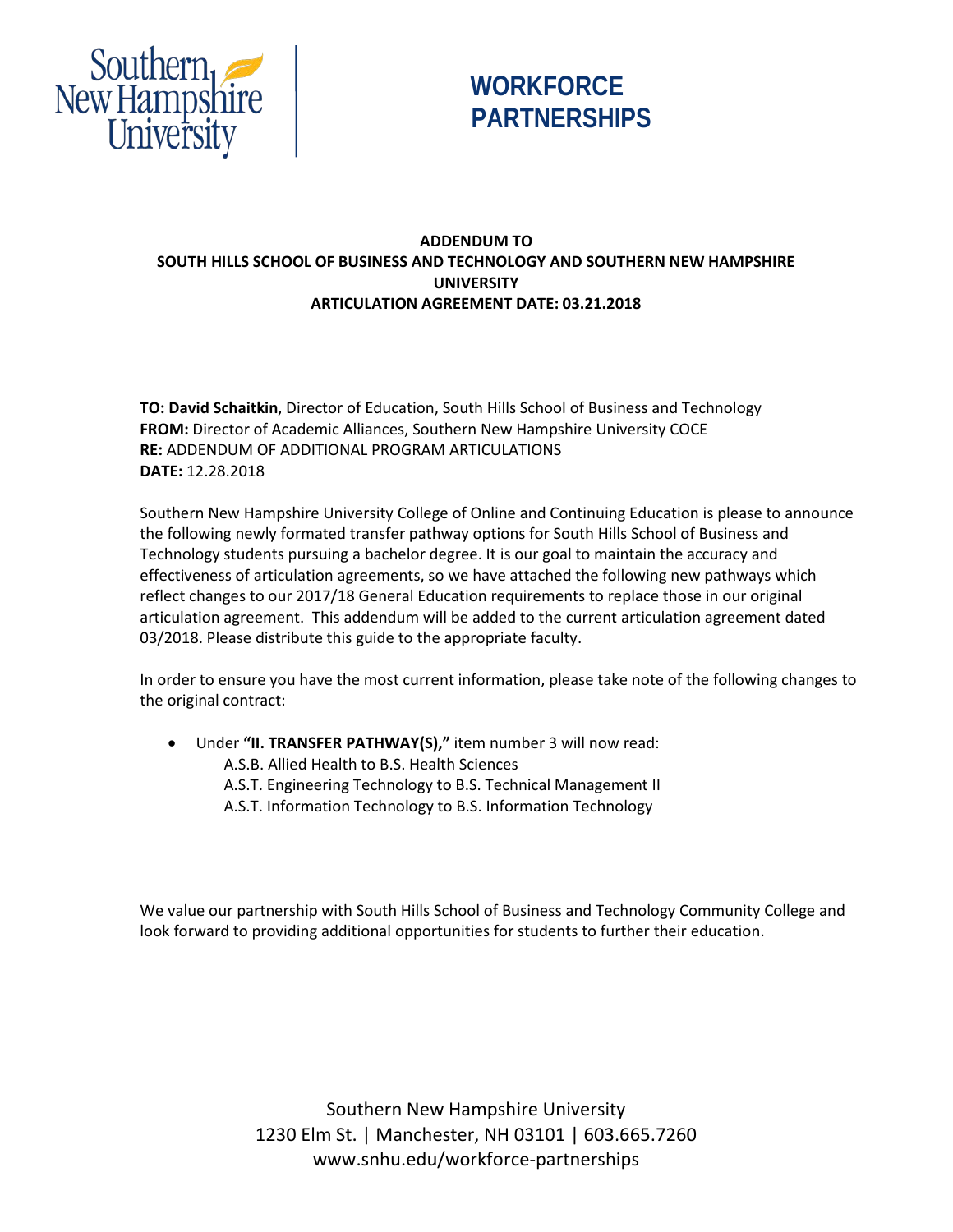WORKFORCE PARTNERSHIPS

**ADDENDUM TO**
**SOUTH HILLS SCHOOL OF BUSINESS AND TECHNOLOGY AND SOUTHERN NEW HAMPSHIRE UNIVERSITY**
**ARTICULATION AGREEMENT DATE: 03.21.2018**

**TO: David Schaitkin**, Director of Education, South Hills School of Business and Technology
**FROM:** Director of Academic Alliances, Southern New Hampshire University COCE
**RE:** ADDENDUM OF ADDITIONAL PROGRAM ARTICULATIONS
**DATE:** 12.28.2018

Southern New Hampshire University College of Online and Continuing Education is please to announce the following newly formated transfer pathway options for South Hills School of Business and Technology students pursuing a bachelor degree. It is our goal to maintain the accuracy and effectiveness of articulation agreements, so we have attached the following new pathways which reflect changes to our 2017/18 General Education requirements to replace those in our original articulation agreement. This addendum will be added to the current articulation agreement dated 03/2018. Please distribute this guide to the appropriate faculty.

In order to ensure you have the most current information, please take note of the following changes to the original contract:

- Under **"II. TRANSFER PATHWAY(S),"** item number 3 will now read:
  - A.S.B. Allied Health to B.S. Health Sciences
  - A.S.T. Engineering Technology to B.S. Technical Management II
  - A.S.T. Information Technology to B.S. Information Technology

We value our partnership with South Hills School of Business and Technology Community College and look forward to providing additional opportunities for students to further their education.

Southern New Hampshire University
1230 Elm St. | Manchester, NH 03101 | 603.665.7260
www.snhu.edu/workforce-partnerships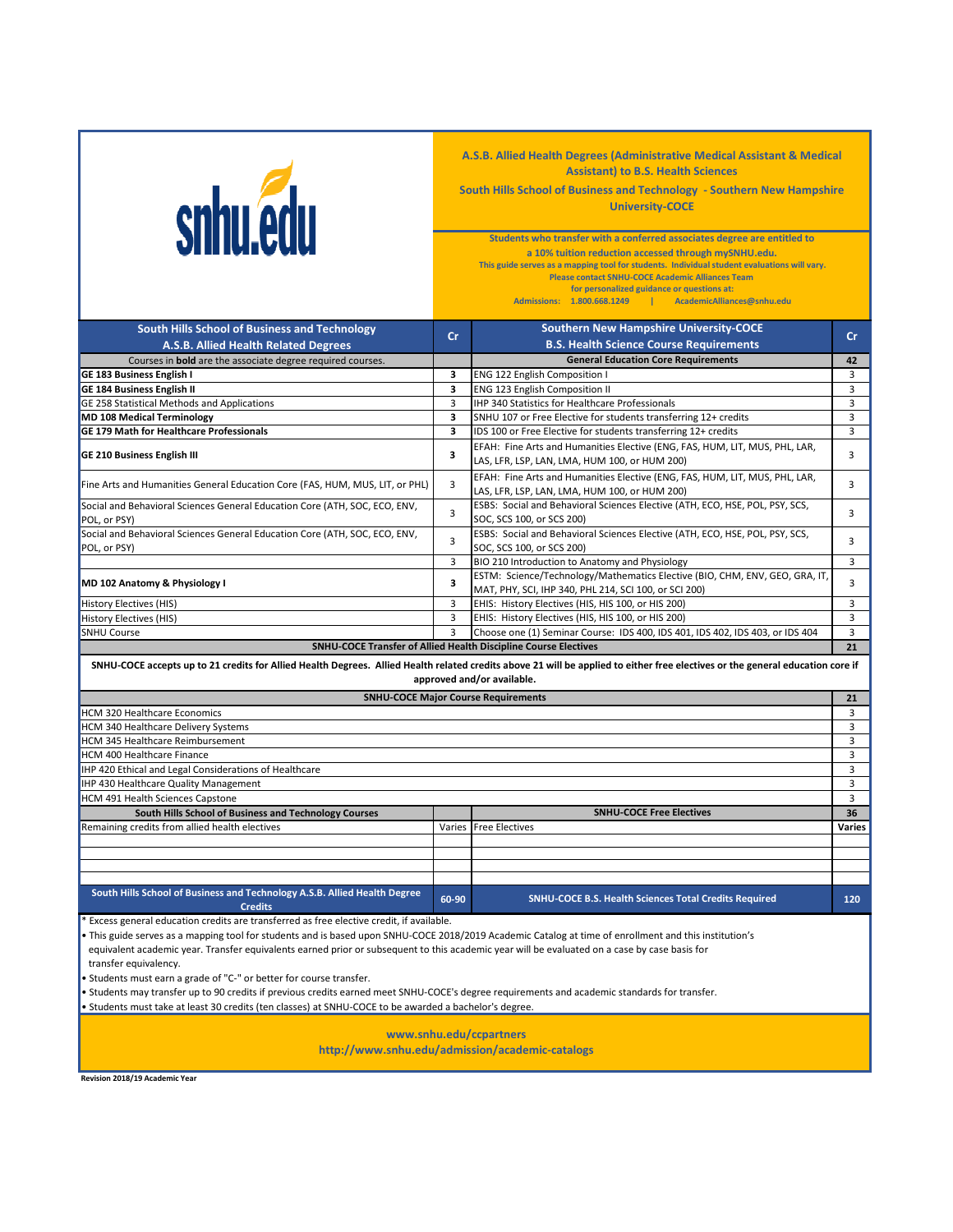snhu.edu

## A.S.B. Allied Health Degrees (Administrative Medical Assistant & Medical Assistant) to B.S. Health Sciences

### South Hills School of Business and Technology - Southern New Hampshire University-COCE

**Students who transfer with a conferred associates degree are entitled to a 10% tuition reduction accessed through mySNHU.edu.**

This guide serves as a mapping tool for students. Individual student evaluations will vary.
Please contact SNHU-COCE Academic Alliances Team for personalized guidance or questions at:
Admissions: 1.800.668.1249 | AcademicAlliances@snhu.edu

| South Hills School of Business and Technology A.S.B. Allied Health Related Degrees | Cr | Southern New Hampshire University-COCE B.S. Health Science Course Requirements | Cr |
|---|---|---|---|
| Courses in **bold** are the associate degree required courses. | | **General Education Core Requirements** | **42** |
| **GE 183 Business English I** | **3** | ENG 122 English Composition I | 3 |
| **GE 184 Business English II** | **3** | ENG 123 English Composition II | 3 |
| GE 258 Statistical Methods and Applications | 3 | IHP 340 Statistics for Healthcare Professionals | 3 |
| **MD 108 Medical Terminology** | **3** | SNHU 107 or Free Elective for students transferring 12+ credits | 3 |
| **GE 179 Math for Healthcare Professionals** | **3** | IDS 100 or Free Elective for students transferring 12+ credits | 3 |
| **GE 210 Business English III** | **3** | EFAH: Fine Arts and Humanities Elective (ENG, FAS, HUM, LIT, MUS, PHL, LAR, LAS, LFR, LSP, LAN, LMA, HUM 100, or HUM 200) | 3 |
| Fine Arts and Humanities General Education Core (FAS, HUM, MUS, LIT, or PHL) | 3 | EFAH: Fine Arts and Humanities Elective (ENG, FAS, HUM, LIT, MUS, PHL, LAR, LAS, LFR, LSP, LAN, LMA, HUM 100, or HUM 200) | 3 |
| Social and Behavioral Sciences General Education Core (ATH, SOC, ECO, ENV, POL, or PSY) | 3 | ESBS: Social and Behavioral Sciences Elective (ATH, ECO, HSE, POL, PSY, SCS, SOC, SCS 100, or SCS 200) | 3 |
| Social and Behavioral Sciences General Education Core (ATH, SOC, ECO, ENV, POL, or PSY) | 3 | ESBS: Social and Behavioral Sciences Elective (ATH, ECO, HSE, POL, PSY, SCS, SOC, SCS 100, or SCS 200) | 3 |
| | 3 | BIO 210 Introduction to Anatomy and Physiology | 3 |
| **MD 102 Anatomy & Physiology I** | **3** | ESTM: Science/Technology/Mathematics Elective (BIO, CHM, ENV, GEO, GRA, IT, MAT, PHY, SCI, IHP 340, PHL 214, SCI 100, or SCI 200) | 3 |
| History Electives (HIS) | 3 | EHIS: History Electives (HIS, HIS 100, or HIS 200) | 3 |
| History Electives (HIS) | 3 | EHIS: History Electives (HIS, HIS 100, or HIS 200) | 3 |
| SNHU Course | 3 | Choose one (1) Seminar Course: IDS 400, IDS 401, IDS 402, IDS 403, or IDS 404 | 3 |
| **SNHU-COCE Transfer of Allied Health Discipline Course Electives** | | | **21** |

**SNHU-COCE accepts up to 21 credits for Allied Health Degrees. Allied Health related credits above 21 will be applied to either free electives or the general education core if approved and/or available.**

| SNHU-COCE Major Course Requirements | Cr |
|---|---|
| | **21** |
| HCM 320 Healthcare Economics | 3 |
| HCM 340 Healthcare Delivery Systems | 3 |
| HCM 345 Healthcare Reimbursement | 3 |
| HCM 400 Healthcare Finance | 3 |
| IHP 420 Ethical and Legal Considerations of Healthcare | 3 |
| IHP 430 Healthcare Quality Management | 3 |
| HCM 491 Health Sciences Capstone | 3 |

| South Hills School of Business and Technology Courses | | SNHU-COCE Free Electives | 36 |
|---|---|---|---|
| Remaining credits from allied health electives | Varies | Free Electives | Varies |
| **South Hills School of Business and Technology A.S.B. Allied Health Degree Credits** | **60-90** | **SNHU-COCE B.S. Health Sciences Total Credits Required** | **120** |

\* Excess general education credits are transferred as free elective credit, if available.

- This guide serves as a mapping tool for students and is based upon SNHU-COCE 2018/2019 Academic Catalog at time of enrollment and this institution's equivalent academic year. Transfer equivalents earned prior or subsequent to this academic year will be evaluated on a case by case basis for transfer equivalency.
- Students must earn a grade of "C-" or better for course transfer.
- Students may transfer up to 90 credits if previous credits earned meet SNHU-COCE's degree requirements and academic standards for transfer.
- Students must take at least 30 credits (ten classes) at SNHU-COCE to be awarded a bachelor's degree.

www.snhu.edu/ccpartners
http://www.snhu.edu/admission/academic-catalogs

Revision 2018/19 Academic Year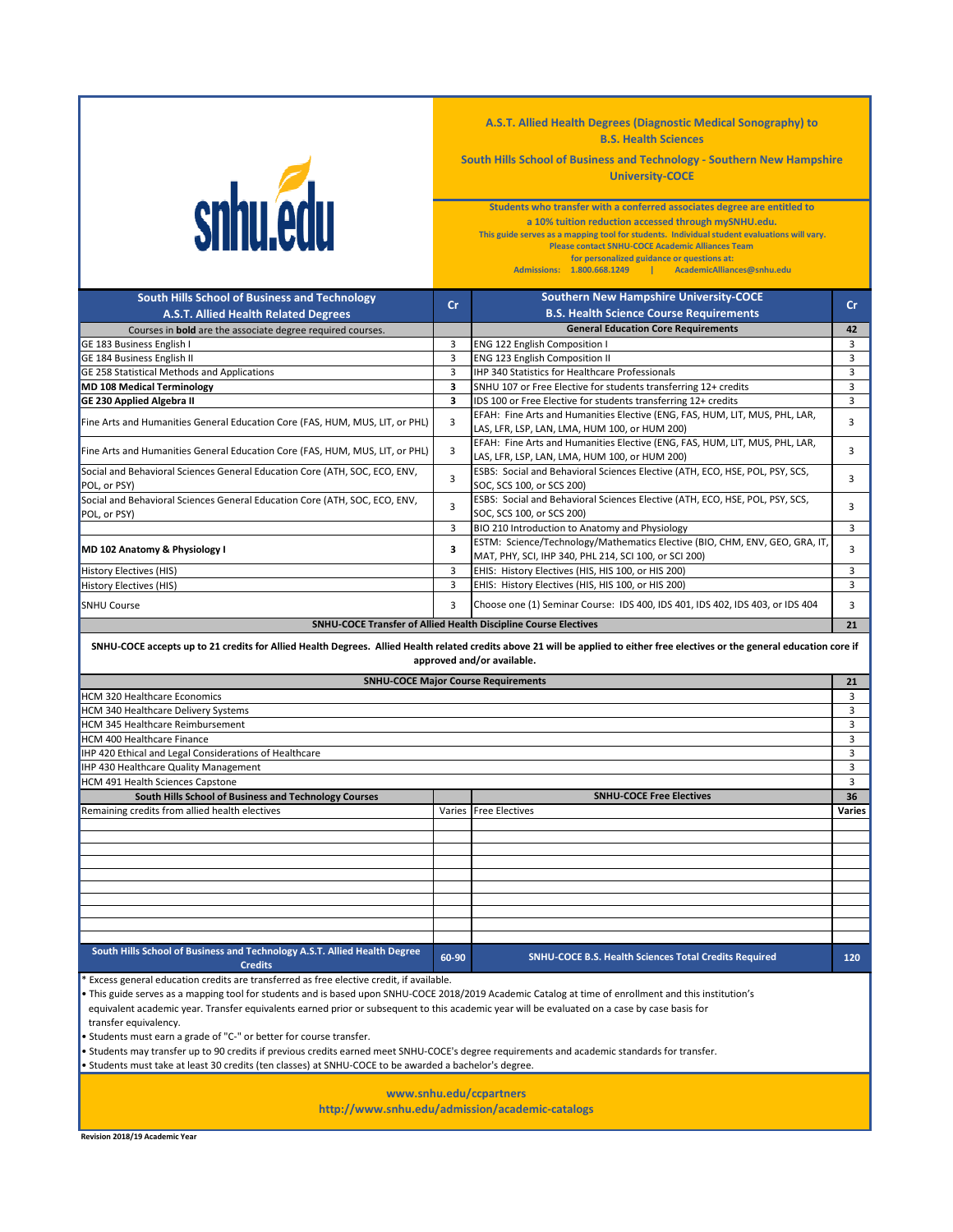snhu.edu

## A.S.T. Allied Health Degrees (Diagnostic Medical Sonography) to B.S. Health Sciences

**South Hills School of Business and Technology - Southern New Hampshire University-COCE**

**Students who transfer with a conferred associates degree are entitled to a 10% tuition reduction accessed through mySNHU.edu.**
**This guide serves as a mapping tool for students. Individual student evaluations will vary.**
**Please contact SNHU-COCE Academic Alliances Team for personalized guidance or questions at:**
**Admissions: 1.800.668.1249 | AcademicAlliances@snhu.edu**

| South Hills School of Business and Technology A.S.T. Allied Health Related Degrees | Cr | Southern New Hampshire University-COCE B.S. Health Science Course Requirements | Cr |
|---|---|---|---|
| Courses in **bold** are the associate degree required courses. | | **General Education Core Requirements** | **42** |
| GE 183 Business English I | 3 | ENG 122 English Composition I | 3 |
| GE 184 Business English II | 3 | ENG 123 English Composition II | 3 |
| GE 258 Statistical Methods and Applications | 3 | IHP 340 Statistics for Healthcare Professionals | 3 |
| **MD 108 Medical Terminology** | **3** | SNHU 107 or Free Elective for students transferring 12+ credits | 3 |
| **GE 230 Applied Algebra II** | **3** | IDS 100 or Free Elective for students transferring 12+ credits | 3 |
| Fine Arts and Humanities General Education Core (FAS, HUM, MUS, LIT, or PHL) | 3 | EFAH: Fine Arts and Humanities Elective (ENG, FAS, HUM, LIT, MUS, PHL, LAR, LAS, LFR, LSP, LAN, LMA, HUM 100, or HUM 200) | 3 |
| Fine Arts and Humanities General Education Core (FAS, HUM, MUS, LIT, or PHL) | 3 | EFAH: Fine Arts and Humanities Elective (ENG, FAS, HUM, LIT, MUS, PHL, LAR, LAS, LFR, LSP, LAN, LMA, HUM 100, or HUM 200) | 3 |
| Social and Behavioral Sciences General Education Core (ATH, SOC, ECO, ENV, POL, or PSY) | 3 | ESBS: Social and Behavioral Sciences Elective (ATH, ECO, HSE, POL, PSY, SCS, SOC, SCS 100, or SCS 200) | 3 |
| Social and Behavioral Sciences General Education Core (ATH, SOC, ECO, ENV, POL, or PSY) | 3 | ESBS: Social and Behavioral Sciences Elective (ATH, ECO, HSE, POL, PSY, SCS, SOC, SCS 100, or SCS 200) | 3 |
| | 3 | BIO 210 Introduction to Anatomy and Physiology | 3 |
| **MD 102 Anatomy & Physiology I** | **3** | ESTM: Science/Technology/Mathematics Elective (BIO, CHM, ENV, GEO, GRA, IT, MAT, PHY, SCI, IHP 340, PHL 214, SCI 100, or SCI 200) | 3 |
| History Electives (HIS) | 3 | EHIS: History Electives (HIS, HIS 100, or HIS 200) | 3 |
| History Electives (HIS) | 3 | EHIS: History Electives (HIS, HIS 100, or HIS 200) | 3 |
| SNHU Course | 3 | Choose one (1) Seminar Course: IDS 400, IDS 401, IDS 402, IDS 403, or IDS 404 | 3 |
| **SNHU-COCE Transfer of Allied Health Discipline Course Electives** | | | **21** |

**SNHU-COCE accepts up to 21 credits for Allied Health Degrees. Allied Health related credits above 21 will be applied to either free electives or the general education core if approved and/or available.**

| SNHU-COCE Major Course Requirements | 21 |
|---|---|
| HCM 320 Healthcare Economics | 3 |
| HCM 340 Healthcare Delivery Systems | 3 |
| HCM 345 Healthcare Reimbursement | 3 |
| HCM 400 Healthcare Finance | 3 |
| IHP 420 Ethical and Legal Considerations of Healthcare | 3 |
| IHP 430 Healthcare Quality Management | 3 |
| HCM 491 Health Sciences Capstone | 3 |

| South Hills School of Business and Technology Courses | | SNHU-COCE Free Electives | 36 |
|---|---|---|---|
| Remaining credits from allied health electives | Varies | Free Electives | Varies |
| **South Hills School of Business and Technology A.S.T. Allied Health Degree Credits** | **60-90** | **SNHU-COCE B.S. Health Sciences Total Credits Required** | **120** |

\* Excess general education credits are transferred as free elective credit, if available.

- This guide serves as a mapping tool for students and is based upon SNHU-COCE 2018/2019 Academic Catalog at time of enrollment and this institution's equivalent academic year. Transfer equivalents earned prior or subsequent to this academic year will be evaluated on a case by case basis for transfer equivalency.
- Students must earn a grade of "C-" or better for course transfer.
- Students may transfer up to 90 credits if previous credits earned meet SNHU-COCE's degree requirements and academic standards for transfer.
- Students must take at least 30 credits (ten classes) at SNHU-COCE to be awarded a bachelor's degree.

**www.snhu.edu/ccpartners**
**http://www.snhu.edu/admission/academic-catalogs**

**Revision 2018/19 Academic Year**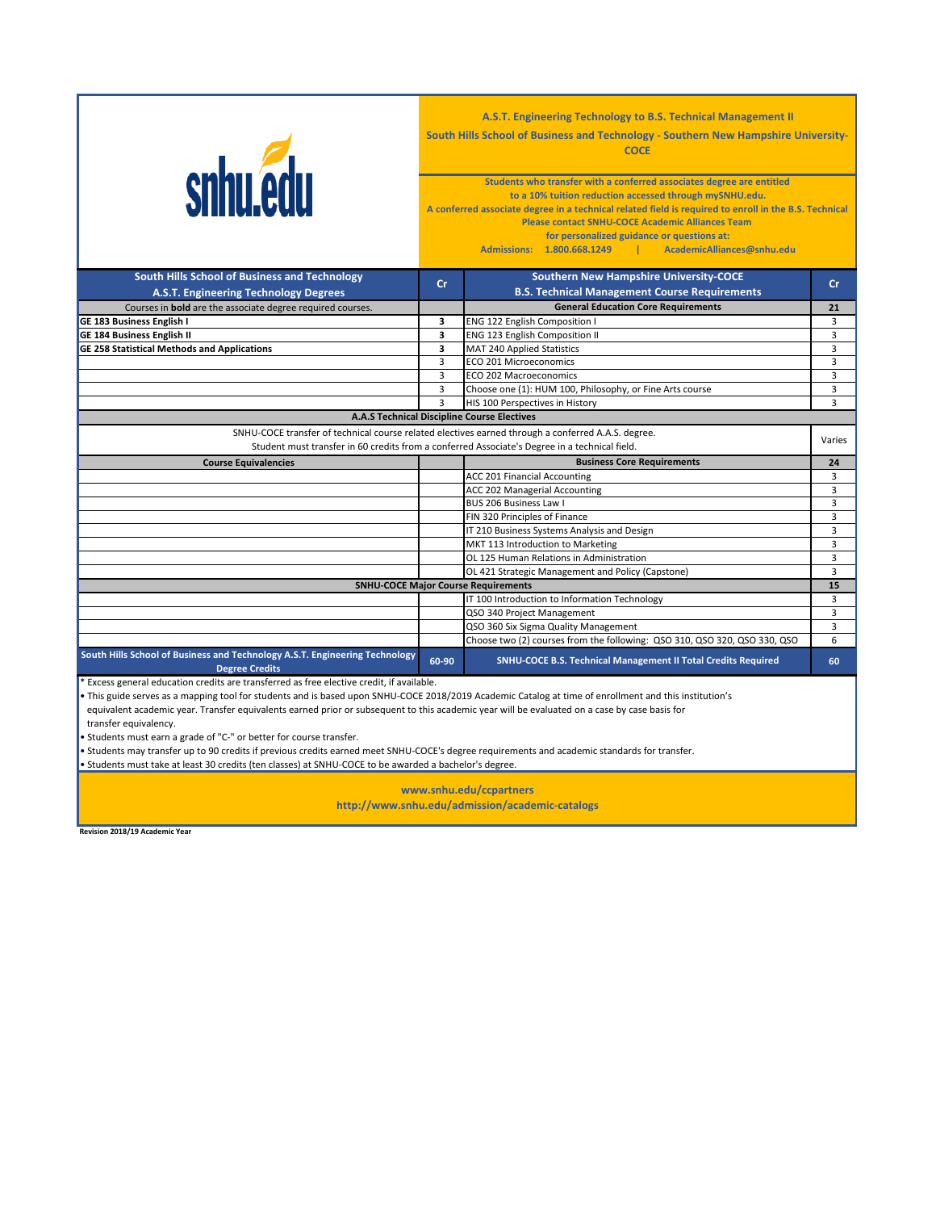snhu.edu

## A.S.T. Engineering Technology to B.S. Technical Management II

**South Hills School of Business and Technology - Southern New Hampshire University-COCE**

**Students who transfer with a conferred associates degree are entitled to a 10% tuition reduction accessed through mySNHU.edu.**
**A conferred associate degree in a technical related field is required to enroll in the B.S. Technical**
**Please contact SNHU-COCE Academic Alliances Team for personalized guidance or questions at:**
**Admissions: 1.800.668.1249 | AcademicAlliances@snhu.edu**

| South Hills School of Business and Technology A.S.T. Engineering Technology Degrees | Cr | Southern New Hampshire University-COCE B.S. Technical Management Course Requirements | Cr |
|---|---|---|---|
| Courses in **bold** are the associate degree required courses. | | **General Education Core Requirements** | **21** |
| **GE 183 Business English I** | **3** | ENG 122 English Composition I | 3 |
| **GE 184 Business English II** | **3** | ENG 123 English Composition II | 3 |
| **GE 258 Statistical Methods and Applications** | **3** | MAT 240 Applied Statistics | 3 |
| | 3 | ECO 201 Microeconomics | 3 |
| | 3 | ECO 202 Macroeconomics | 3 |
| | 3 | Choose one (1): HUM 100, Philosophy, or Fine Arts course | 3 |
| | 3 | HIS 100 Perspectives in History | 3 |
| **A.A.S Technical Discipline Course Electives** | | | |
| SNHU-COCE transfer of technical course related electives earned through a conferred A.A.S. degree. Student must transfer in 60 credits from a conferred Associate's Degree in a technical field. | | | Varies |
| **Course Equivalencies** | | **Business Core Requirements** | **24** |
| | | ACC 201 Financial Accounting | 3 |
| | | ACC 202 Managerial Accounting | 3 |
| | | BUS 206 Business Law I | 3 |
| | | FIN 320 Principles of Finance | 3 |
| | | IT 210 Business Systems Analysis and Design | 3 |
| | | MKT 113 Introduction to Marketing | 3 |
| | | OL 125 Human Relations in Administration | 3 |
| | | OL 421 Strategic Management and Policy (Capstone) | 3 |
| **SNHU-COCE Major Course Requirements** | | | **15** |
| | | IT 100 Introduction to Information Technology | 3 |
| | | QSO 340 Project Management | 3 |
| | | QSO 360 Six Sigma Quality Management | 3 |
| | | Choose two (2) courses from the following: QSO 310, QSO 320, QSO 330, QSO | 6 |
| **South Hills School of Business and Technology A.S.T. Engineering Technology Degree Credits** | **60-90** | **SNHU-COCE B.S. Technical Management II Total Credits Required** | **60** |

\* Excess general education credits are transferred as free elective credit, if available.

- This guide serves as a mapping tool for students and is based upon SNHU-COCE 2018/2019 Academic Catalog at time of enrollment and this institution's equivalent academic year. Transfer equivalents earned prior or subsequent to this academic year will be evaluated on a case by case basis for transfer equivalency.
- Students must earn a grade of "C-" or better for course transfer.
- Students may transfer up to 90 credits if previous credits earned meet SNHU-COCE's degree requirements and academic standards for transfer.
- Students must take at least 30 credits (ten classes) at SNHU-COCE to be awarded a bachelor's degree.

**www.snhu.edu/ccpartners**
**http://www.snhu.edu/admission/academic-catalogs**

**Revision 2018/19 Academic Year**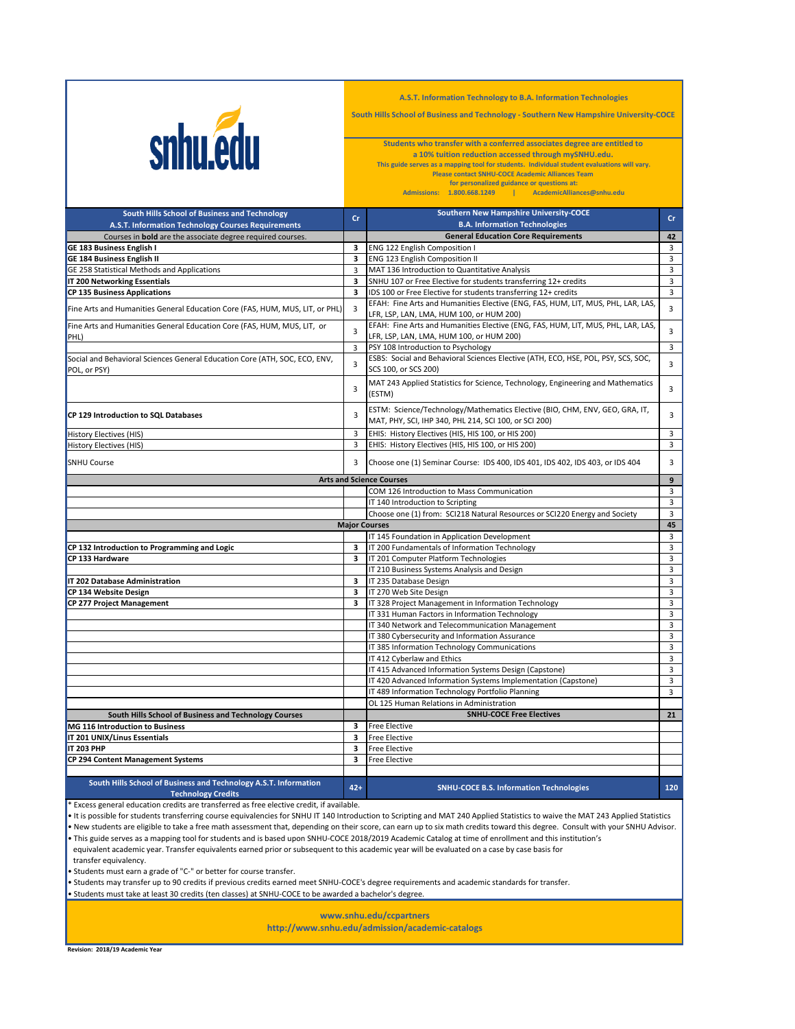snhu.edu

**A.S.T. Information Technology to B.A. Information Technologies**

**South Hills School of Business and Technology - Southern New Hampshire University-COCE**

**Students who transfer with a conferred associates degree are entitled to a 10% tuition reduction accessed through mySNHU.edu.**
**This guide serves as a mapping tool for students. Individual student evaluations will vary.**
**Please contact SNHU-COCE Academic Alliances Team for personalized guidance or questions at:**
**Admissions: 1.800.668.1249 | AcademicAlliances@snhu.edu**

| South Hills School of Business and Technology A.S.T. Information Technology Courses Requirements | Cr | Southern New Hampshire University-COCE B.A. Information Technologies | Cr |
|---|---|---|---|
| Courses in **bold** are the associate degree required courses. | | **General Education Core Requirements** | **42** |
| **GE 183 Business English I** | **3** | ENG 122 English Composition I | 3 |
| **GE 184 Business English II** | **3** | ENG 123 English Composition II | 3 |
| GE 258 Statistical Methods and Applications | 3 | MAT 136 Introduction to Quantitative Analysis | 3 |
| **IT 200 Networking Essentials** | **3** | SNHU 107 or Free Elective for students transferring 12+ credits | 3 |
| **CP 135 Business Applications** | **3** | IDS 100 or Free Elective for students transferring 12+ credits | 3 |
| Fine Arts and Humanities General Education Core (FAS, HUM, MUS, LIT, or PHL) | 3 | EFAH: Fine Arts and Humanities Elective (ENG, FAS, HUM, LIT, MUS, PHL, LAR, LAS, LFR, LSP, LAN, LMA, HUM 100, or HUM 200) | 3 |
| Fine Arts and Humanities General Education Core (FAS, HUM, MUS, LIT, or PHL) | 3 | EFAH: Fine Arts and Humanities Elective (ENG, FAS, HUM, LIT, MUS, PHL, LAR, LAS, LFR, LSP, LAN, LMA, HUM 100, or HUM 200) | 3 |
| | 3 | PSY 108 Introduction to Psychology | 3 |
| Social and Behavioral Sciences General Education Core (ATH, SOC, ECO, ENV, POL, or PSY) | 3 | ESBS: Social and Behavioral Sciences Elective (ATH, ECO, HSE, POL, PSY, SCS, SOC, SCS 100, or SCS 200) | 3 |
| | 3 | MAT 243 Applied Statistics for Science, Technology, Engineering and Mathematics (ESTM) | 3 |
| **CP 129 Introduction to SQL Databases** | 3 | ESTM: Science/Technology/Mathematics Elective (BIO, CHM, ENV, GEO, GRA, IT, MAT, PHY, SCI, IHP 340, PHL 214, SCI 100, or SCI 200) | 3 |
| History Electives (HIS) | 3 | EHIS: History Electives (HIS, HIS 100, or HIS 200) | 3 |
| History Electives (HIS) | 3 | EHIS: History Electives (HIS, HIS 100, or HIS 200) | 3 |
| SNHU Course | 3 | Choose one (1) Seminar Course: IDS 400, IDS 401, IDS 402, IDS 403, or IDS 404 | 3 |
| | | **Arts and Science Courses** | **9** |
| | | COM 126 Introduction to Mass Communication | 3 |
| | | IT 140 Introduction to Scripting | 3 |
| | | Choose one (1) from: SCI218 Natural Resources or SCI220 Energy and Society | 3 |
| | | **Major Courses** | **45** |
| | | IT 145 Foundation in Application Development | 3 |
| **CP 132 Introduction to Programming and Logic** | **3** | IT 200 Fundamentals of Information Technology | 3 |
| **CP 133 Hardware** | **3** | IT 201 Computer Platform Technologies | 3 |
| | | IT 210 Business Systems Analysis and Design | 3 |
| **IT 202 Database Administration** | **3** | IT 235 Database Design | 3 |
| **CP 134 Website Design** | **3** | IT 270 Web Site Design | 3 |
| **CP 277 Project Management** | **3** | IT 328 Project Management in Information Technology | 3 |
| | | IT 331 Human Factors in Information Technology | 3 |
| | | IT 340 Network and Telecommunication Management | 3 |
| | | IT 380 Cybersecurity and Information Assurance | 3 |
| | | IT 385 Information Technology Communications | 3 |
| | | IT 412 Cyberlaw and Ethics | 3 |
| | | IT 415 Advanced Information Systems Design (Capstone) | 3 |
| | | IT 420 Advanced Information Systems Implementation (Capstone) | 3 |
| | | IT 489 Information Technology Portfolio Planning | 3 |
| | | OL 125 Human Relations in Administration | |
| **South Hills School of Business and Technology Courses** | | **SNHU-COCE Free Electives** | **21** |
| **MG 116 Introduction to Business** | **3** | Free Elective | |
| **IT 201 UNIX/Linus Essentials** | **3** | Free Elective | |
| **IT 203 PHP** | **3** | Free Elective | |
| **CP 294 Content Management Systems** | **3** | Free Elective | |
| | | | |
| **South Hills School of Business and Technology A.S.T. Information Technology Credits** | **42+** | **SNHU-COCE B.S. Information Technologies** | **120** |

\* Excess general education credits are transferred as free elective credit, if available.
- It is possible for students transferring course equivalencies for SNHU IT 140 Introduction to Scripting and MAT 240 Applied Statistics to waive the MAT 243 Applied Statistics
- New students are eligible to take a free math assessment that, depending on their score, can earn up to six math credits toward this degree. Consult with your SNHU Advisor.
- This guide serves as a mapping tool for students and is based upon SNHU-COCE 2018/2019 Academic Catalog at time of enrollment and this institution's equivalent academic year. Transfer equivalents earned prior or subsequent to this academic year will be evaluated on a case by case basis for transfer equivalency.
- Students must earn a grade of "C-" or better for course transfer.
- Students may transfer up to 90 credits if previous credits earned meet SNHU-COCE's degree requirements and academic standards for transfer.
- Students must take at least 30 credits (ten classes) at SNHU-COCE to be awarded a bachelor's degree.

**www.snhu.edu/ccpartners**
**http://www.snhu.edu/admission/academic-catalogs**

**Revision: 2018/19 Academic Year**